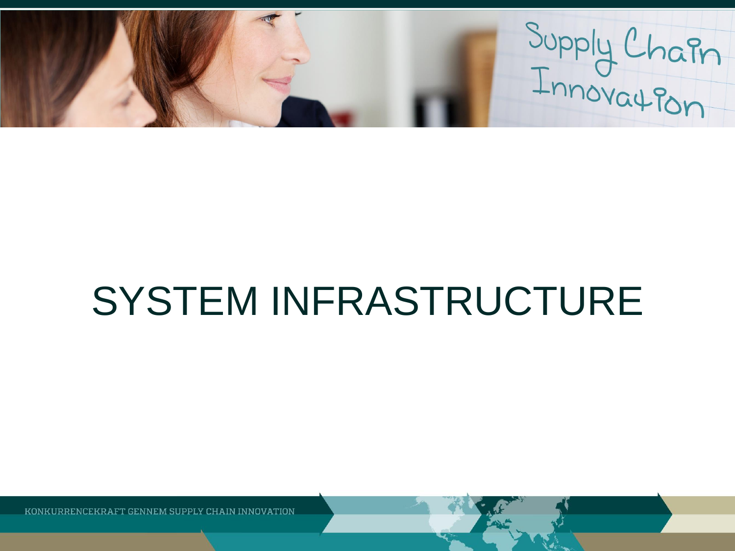# SYSTEM INFRASTRUCTURE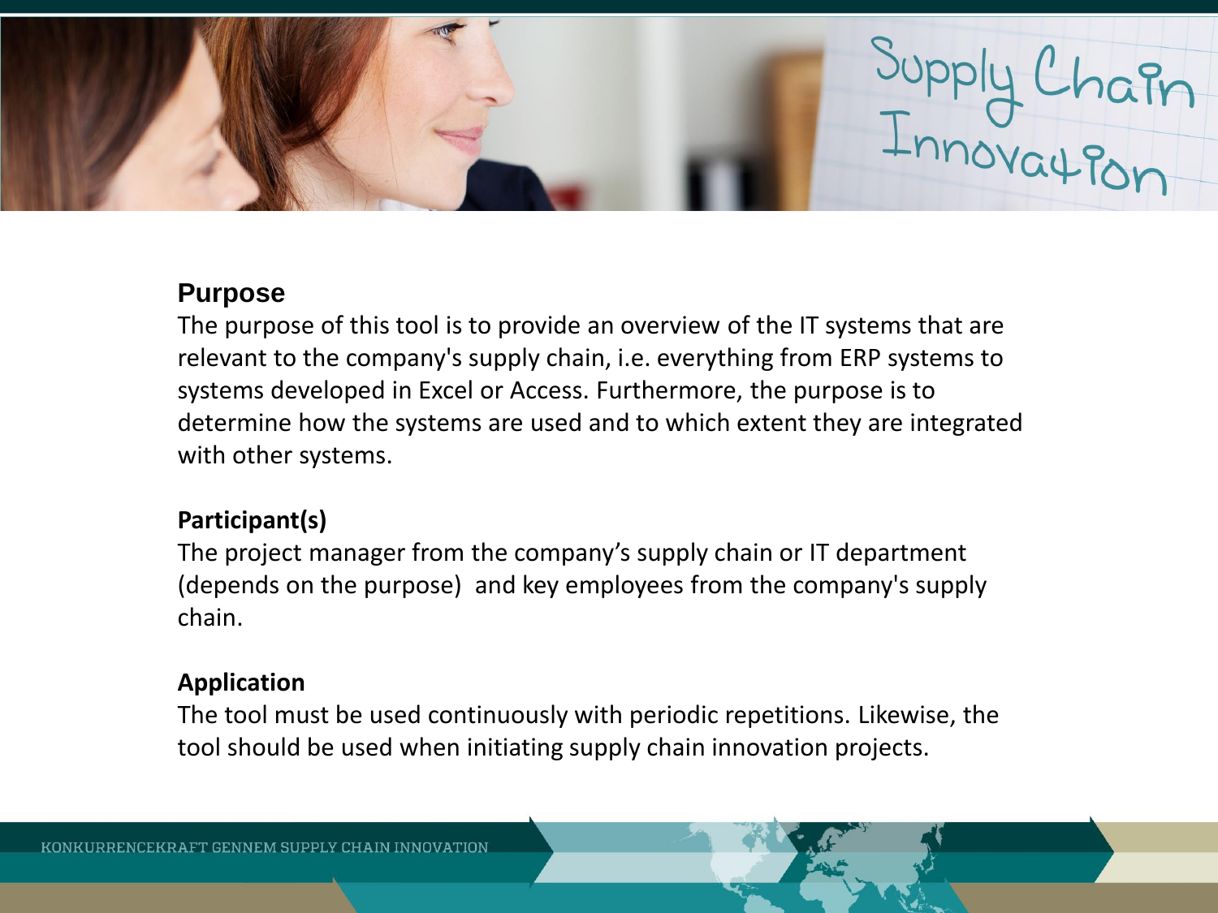## Purpose

The purpose of this tool is to provide an overview of the IT systems that are relevant to the company's supply chain, i.e. everything from ERP systems to systems developed in Excel or Access. Furthermore, the purpose is to determine how the systems are used and to which extent they are integrated with other systems.

**Participant(s)**

The project manager from the company's supply chain or IT department (depends on the purpose) and key employees from the company's supply chain.

**Application**

The tool must be used continuously with periodic repetitions. Likewise, the tool should be used when initiating supply chain innovation projects.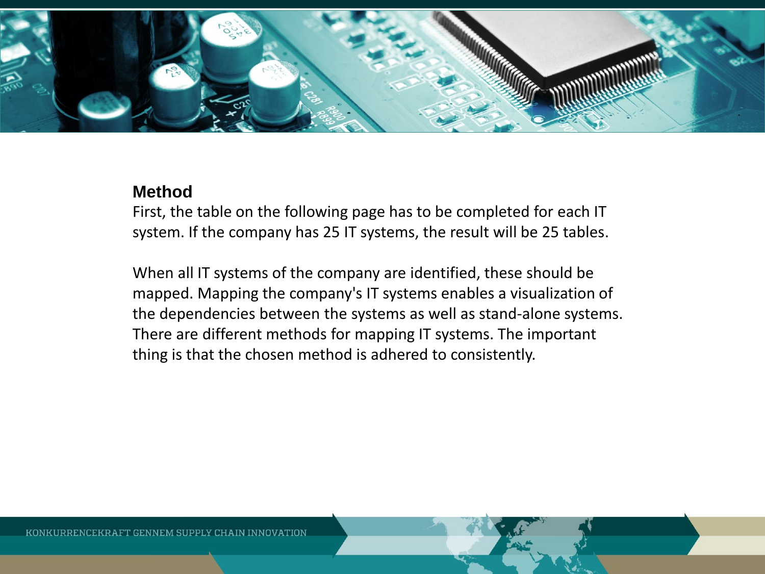## Method

First, the table on the following page has to be completed for each IT system. If the company has 25 IT systems, the result will be 25 tables.

When all IT systems of the company are identified, these should be mapped. Mapping the company's IT systems enables a visualization of the dependencies between the systems as well as stand-alone systems. There are different methods for mapping IT systems. The important thing is that the chosen method is adhered to consistently.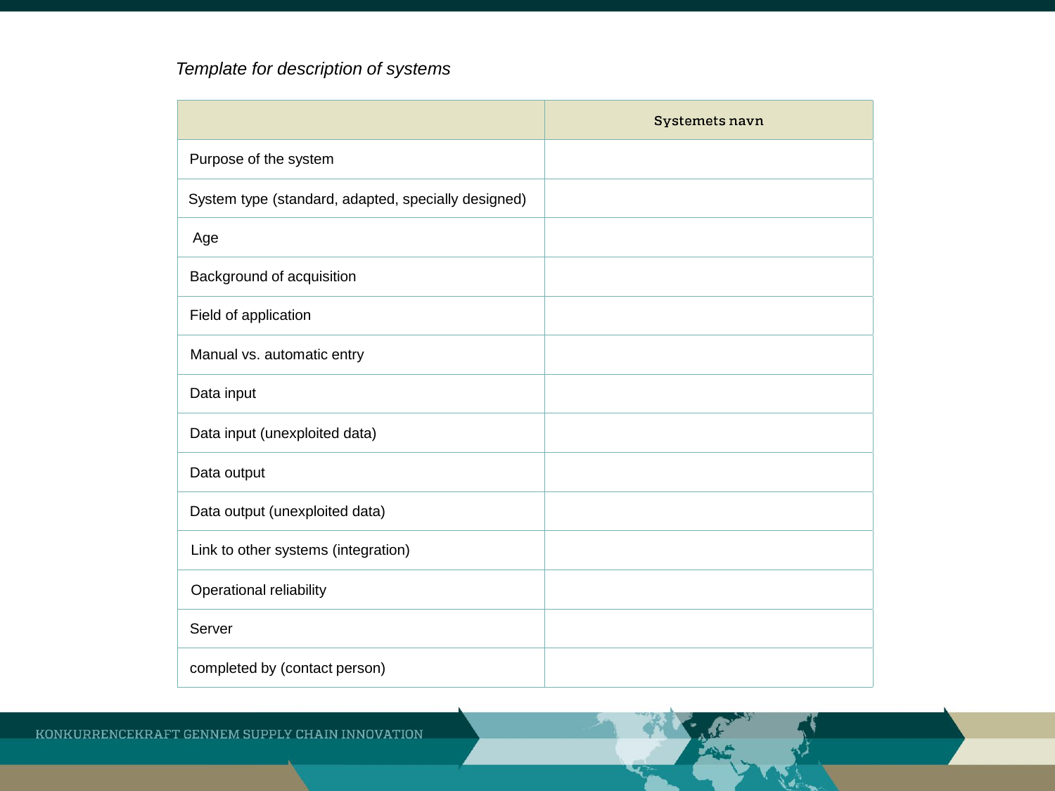*Template for description of systems*

| | Systemets navn |
|---|---|
| Purpose of the system | |
| System type (standard, adapted, specially designed) | |
| Age | |
| Background of acquisition | |
| Field of application | |
| Manual vs. automatic entry | |
| Data input | |
| Data input (unexploited data) | |
| Data output | |
| Data output (unexploited data) | |
| Link to other systems (integration) | |
| Operational reliability | |
| Server | |
| completed by (contact person) | |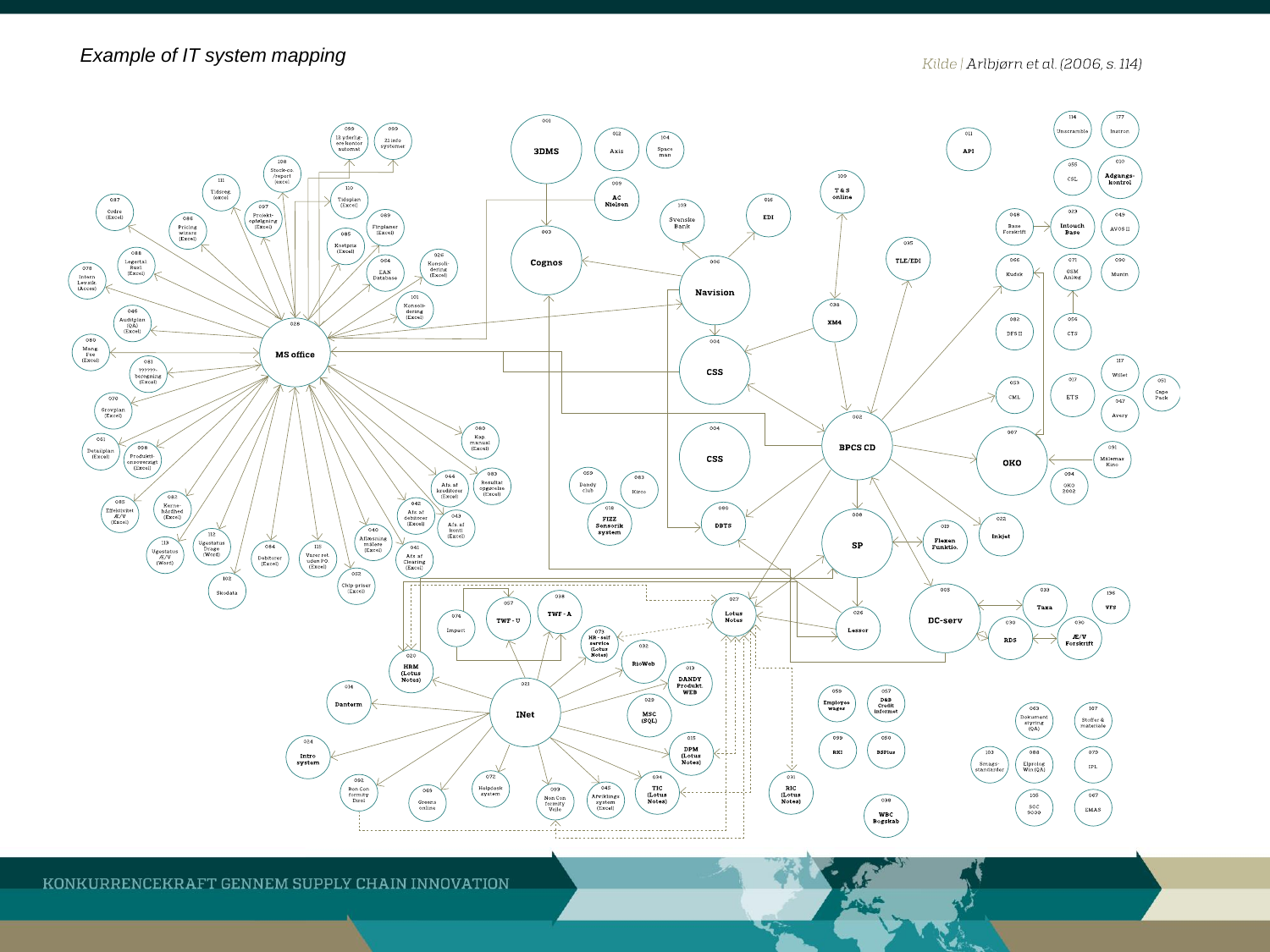*Example of IT system mapping*

Kilde | Arlbjørn et al. (2006, s. 114)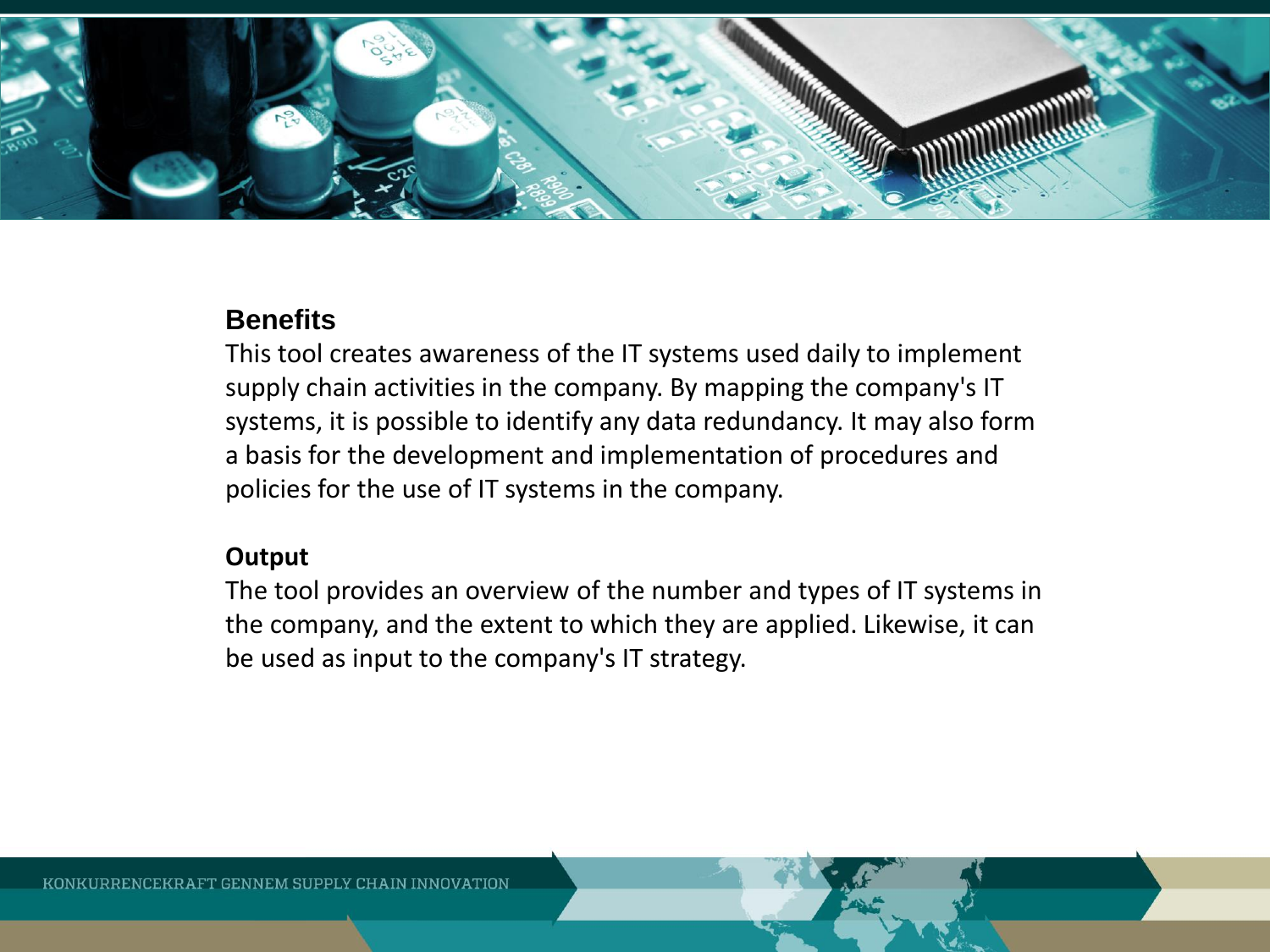### Benefits

This tool creates awareness of the IT systems used daily to implement supply chain activities in the company. By mapping the company's IT systems, it is possible to identify any data redundancy. It may also form a basis for the development and implementation of procedures and policies for the use of IT systems in the company.

### Output

The tool provides an overview of the number and types of IT systems in the company, and the extent to which they are applied. Likewise, it can be used as input to the company's IT strategy.